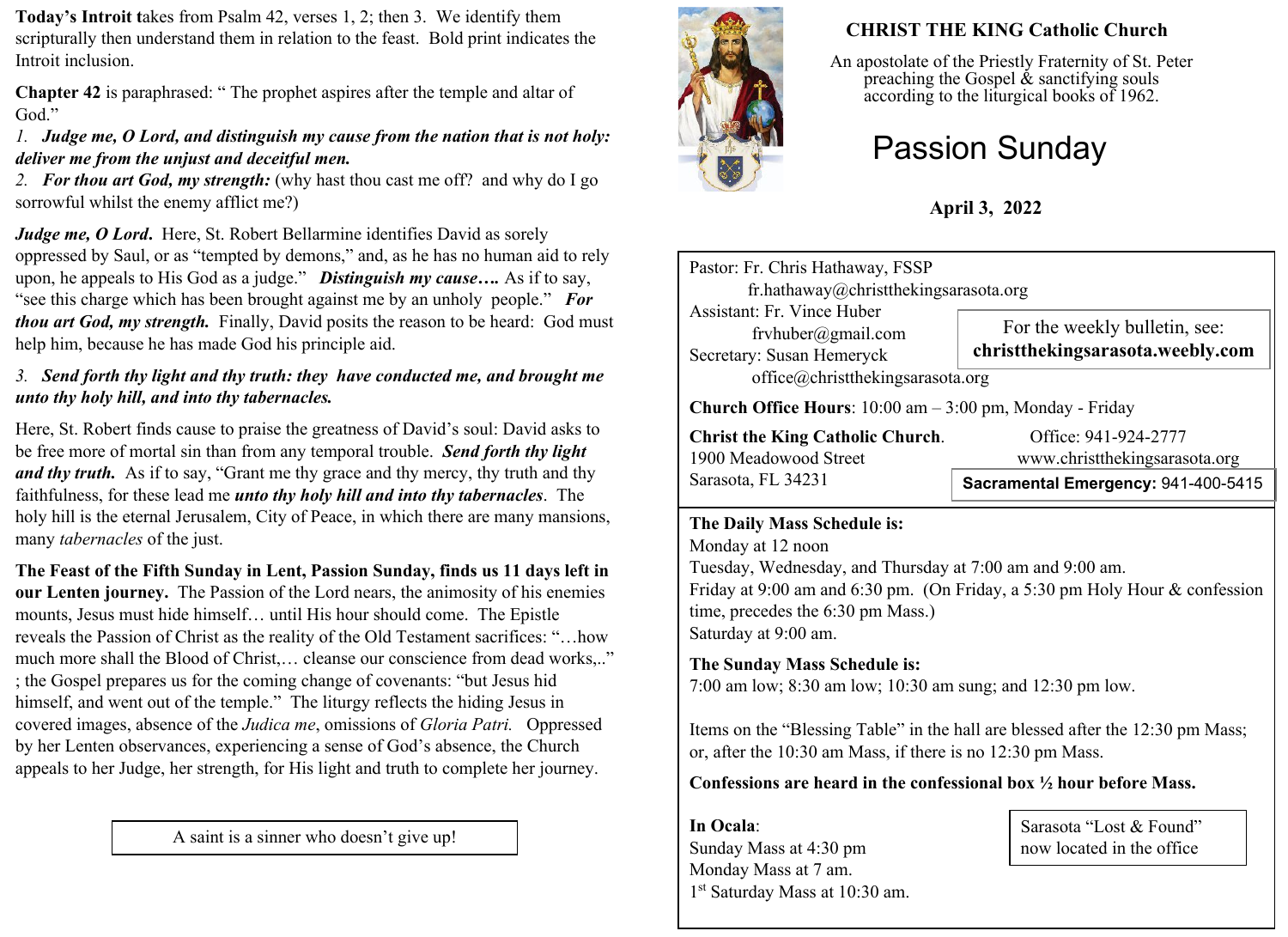**Today's Introit t**akes from Psalm 42, verses 1, 2; then 3. We identify them scripturally then understand them in relation to the feast. Bold print indicates the Introit inclusion.

**Chapter 42** is paraphrased: " The prophet aspires after the temple and altar of God."

*1.* ***Judge me, O Lord, and distinguish my cause from the nation that is not holy: deliver me from the unjust and deceitful men.***

*2.* ***For thou art God, my strength:*** (why hast thou cast me off? and why do I go sorrowful whilst the enemy afflict me?)

***Judge me, O Lord***. Here, St. Robert Bellarmine identifies David as sorely oppressed by Saul, or as "tempted by demons," and, as he has no human aid to rely upon, he appeals to His God as a judge." ***Distinguish my cause….*** As if to say, "see this charge which has been brought against me by an unholy people." ***For thou art God, my strength.*** Finally, David posits the reason to be heard: God must help him, because he has made God his principle aid.

*3.* ***Send forth thy light and thy truth: they have conducted me, and brought me unto thy holy hill, and into thy tabernacles.***

Here, St. Robert finds cause to praise the greatness of David's soul: David asks to be free more of mortal sin than from any temporal trouble. ***Send forth thy light and thy truth.*** As if to say, "Grant me thy grace and thy mercy, thy truth and thy faithfulness, for these lead me ***unto thy holy hill and into thy tabernacles***. The holy hill is the eternal Jerusalem, City of Peace, in which there are many mansions, many *tabernacles* of the just.

**The Feast of the Fifth Sunday in Lent, Passion Sunday, finds us 11 days left in our Lenten journey.** The Passion of the Lord nears, the animosity of his enemies mounts, Jesus must hide himself… until His hour should come. The Epistle reveals the Passion of Christ as the reality of the Old Testament sacrifices: "…how much more shall the Blood of Christ,… cleanse our conscience from dead works,.." ; the Gospel prepares us for the coming change of covenants: "but Jesus hid himself, and went out of the temple." The liturgy reflects the hiding Jesus in covered images, absence of the *Judica me*, omissions of *Gloria Patri.* Oppressed by her Lenten observances, experiencing a sense of God's absence, the Church appeals to her Judge, her strength, for His light and truth to complete her journey.

A saint is a sinner who doesn't give up!

## CHRIST THE KING Catholic Church

An apostolate of the Priestly Fraternity of St. Peter preaching the Gospel & sanctifying souls according to the liturgical books of 1962.

# Passion Sunday

**April 3, 2022**

Pastor: Fr. Chris Hathaway, FSSP
fr.hathaway@christthekingsarasota.org
Assistant: Fr. Vince Huber
frvhuber@gmail.com
Secretary: Susan Hemeryck
office@christthekingsarasota.org

For the weekly bulletin, see: **christthekingsarasota.weebly.com**

**Church Office Hours**: 10:00 am – 3:00 pm, Monday - Friday

**Christ the King Catholic Church**.
1900 Meadowood Street
Sarasota, FL 34231

Office: 941-924-2777
www.christthekingsarasota.org

**Sacramental Emergency:** 941-400-5415

**The Daily Mass Schedule is:**
Monday at 12 noon
Tuesday, Wednesday, and Thursday at 7:00 am and 9:00 am.
Friday at 9:00 am and 6:30 pm. (On Friday, a 5:30 pm Holy Hour & confession time, precedes the 6:30 pm Mass.)
Saturday at 9:00 am.

**The Sunday Mass Schedule is:**
7:00 am low; 8:30 am low; 10:30 am sung; and 12:30 pm low.

Items on the "Blessing Table" in the hall are blessed after the 12:30 pm Mass; or, after the 10:30 am Mass, if there is no 12:30 pm Mass.

**Confessions are heard in the confessional box ½ hour before Mass.**

**In Ocala**:
Sunday Mass at 4:30 pm
Monday Mass at 7 am.
1st Saturday Mass at 10:30 am.

Sarasota "Lost & Found" now located in the office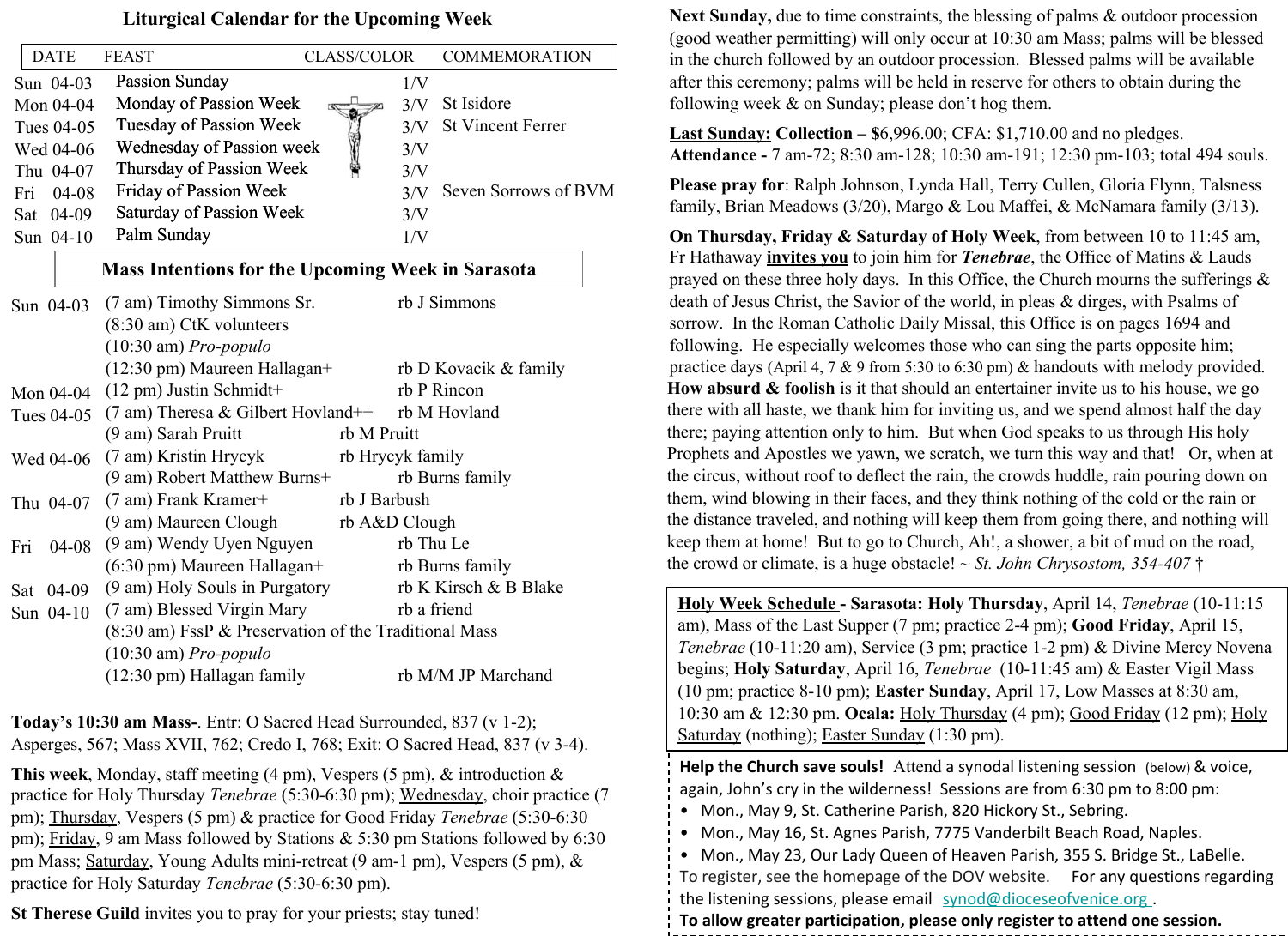## Liturgical Calendar for the Upcoming Week

| DATE | FEAST | CLASS/COLOR | COMMEMORATION |
| --- | --- | --- | --- |
| Sun 04-03 | Passion Sunday | 1/V | |
| Mon 04-04 | Monday of Passion Week | 3/V | St Isidore |
| Tues 04-05 | Tuesday of Passion Week | 3/V | St Vincent Ferrer |
| Wed 04-06 | Wednesday of Passion week | 3/V | |
| Thu 04-07 | Thursday of Passion Week | 3/V | |
| Fri 04-08 | Friday of Passion Week | 3/V | Seven Sorrows of BVM |
| Sat 04-09 | Saturday of Passion Week | 3/V | |
| Sun 04-10 | Palm Sunday | 1/V | |

### Mass Intentions for the Upcoming Week in Sarasota

| | | |
| --- | --- | --- |
| Sun 04-03 | (7 am) Timothy Simmons Sr. | rb J Simmons |
| | (8:30 am) CtK volunteers | |
| | (10:30 am) *Pro-populo* | |
| | (12:30 pm) Maureen Hallagan+ | rb D Kovacik & family |
| Mon 04-04 | (12 pm) Justin Schmidt+ | rb P Rincon |
| Tues 04-05 | (7 am) Theresa & Gilbert Hovland++ | rb M Hovland |
| | (9 am) Sarah Pruitt | rb M Pruitt |
| Wed 04-06 | (7 am) Kristin Hrycyk | rb Hrycyk family |
| | (9 am) Robert Matthew Burns+ | rb Burns family |
| Thu 04-07 | (7 am) Frank Kramer+ | rb J Barbush |
| | (9 am) Maureen Clough | rb A&D Clough |
| Fri 04-08 | (9 am) Wendy Uyen Nguyen | rb Thu Le |
| | (6:30 pm) Maureen Hallagan+ | rb Burns family |
| Sat 04-09 | (9 am) Holy Souls in Purgatory | rb K Kirsch & B Blake |
| Sun 04-10 | (7 am) Blessed Virgin Mary | rb a friend |
| | (8:30 am) FssP & Preservation of the Traditional Mass | |
| | (10:30 am) *Pro-populo* | |
| | (12:30 pm) Hallagan family | rb M/M JP Marchand |

**Today's 10:30 am Mass-**. Entr: O Sacred Head Surrounded, 837 (v 1-2); Asperges, 567; Mass XVII, 762; Credo I, 768; Exit: O Sacred Head, 837 (v 3-4).

**This week**, Monday, staff meeting (4 pm), Vespers (5 pm), & introduction & practice for Holy Thursday *Tenebrae* (5:30-6:30 pm); Wednesday, choir practice (7 pm); Thursday, Vespers (5 pm) & practice for Good Friday *Tenebrae* (5:30-6:30 pm); Friday, 9 am Mass followed by Stations & 5:30 pm Stations followed by 6:30 pm Mass; Saturday, Young Adults mini-retreat (9 am-1 pm), Vespers (5 pm), & practice for Holy Saturday *Tenebrae* (5:30-6:30 pm).

**St Therese Guild** invites you to pray for your priests; stay tuned!

**Next Sunday,** due to time constraints, the blessing of palms & outdoor procession (good weather permitting) will only occur at 10:30 am Mass; palms will be blessed in the church followed by an outdoor procession. Blessed palms will be available after this ceremony; palms will be held in reserve for others to obtain during the following week & on Sunday; please don't hog them.

**Last Sunday: Collection** – $6,996.00; CFA: $1,710.00 and no pledges.
**Attendance -** 7 am-72; 8:30 am-128; 10:30 am-191; 12:30 pm-103; total 494 souls.

**Please pray for**: Ralph Johnson, Lynda Hall, Terry Cullen, Gloria Flynn, Talsness family, Brian Meadows (3/20), Margo & Lou Maffei, & McNamara family (3/13).

**On Thursday, Friday & Saturday of Holy Week**, from between 10 to 11:45 am, Fr Hathaway **invites you** to join him for ***Tenebrae***, the Office of Matins & Lauds prayed on these three holy days. In this Office, the Church mourns the sufferings & death of Jesus Christ, the Savior of the world, in pleas & dirges, with Psalms of sorrow. In the Roman Catholic Daily Missal, this Office is on pages 1694 and following. He especially welcomes those who can sing the parts opposite him; practice days (April 4, 7 & 9 from 5:30 to 6:30 pm) & handouts with melody provided.
**How absurd & foolish** is it that should an entertainer invite us to his house, we go there with all haste, we thank him for inviting us, and we spend almost half the day there; paying attention only to him. But when God speaks to us through His holy Prophets and Apostles we yawn, we scratch, we turn this way and that! Or, when at the circus, without roof to deflect the rain, the crowds huddle, rain pouring down on them, wind blowing in their faces, and they think nothing of the cold or the rain or the distance traveled, and nothing will keep them from going there, and nothing will keep them at home! But to go to Church, Ah!, a shower, a bit of mud on the road, the crowd or climate, is a huge obstacle! ~ *St. John Chrysostom, 354-407* †

**Holy Week Schedule - Sarasota: Holy Thursday**, April 14, *Tenebrae* (10-11:15 am), Mass of the Last Supper (7 pm; practice 2-4 pm); **Good Friday**, April 15, *Tenebrae* (10-11:20 am), Service (3 pm; practice 1-2 pm) & Divine Mercy Novena begins; **Holy Saturday**, April 16, *Tenebrae* (10-11:45 am) & Easter Vigil Mass (10 pm; practice 8-10 pm); **Easter Sunday**, April 17, Low Masses at 8:30 am, 10:30 am & 12:30 pm. **Ocala:** Holy Thursday (4 pm); Good Friday (12 pm); Holy Saturday (nothing); Easter Sunday (1:30 pm).

**Help the Church save souls!** Attend a synodal listening session (below) & voice, again, John's cry in the wilderness! Sessions are from 6:30 pm to 8:00 pm:

- Mon., May 9, St. Catherine Parish, 820 Hickory St., Sebring.
- Mon., May 16, St. Agnes Parish, 7775 Vanderbilt Beach Road, Naples.
- Mon., May 23, Our Lady Queen of Heaven Parish, 355 S. Bridge St., LaBelle.

To register, see the homepage of the DOV website. For any questions regarding the listening sessions, please email synod@dioceseofvenice.org.
**To allow greater participation, please only register to attend one session.**